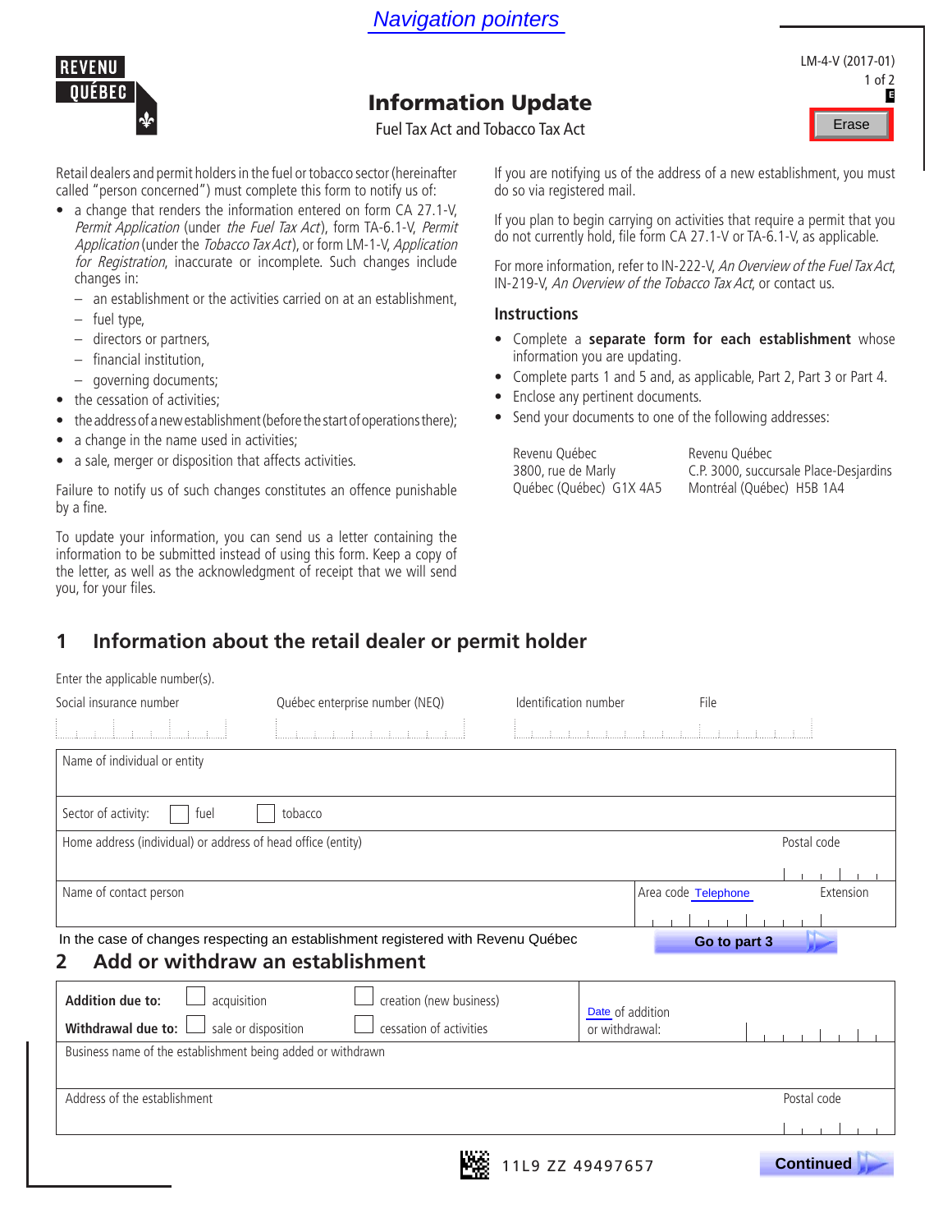Navigation pointers

REVENU QUÉBEC

LM-4-V (2017-01)

Erase

# Information Update

Fuel Tax Act and Tobacco Tax Act

Retail dealers and permit holders in the fuel or tobacco sector (hereinafter called "person concerned") must complete this form to notify us of:

- a change that renders the information entered on form CA 27.1-V, *Permit Application* (under *the Fuel Tax Act*), form TA-6.1-V, *Permit Application* (under the *Tobacco Tax Act*), or form LM-1-V, *Application for Registration*, inaccurate or incomplete. Such changes include changes in:
  - an establishment or the activities carried on at an establishment,
  - fuel type,
  - directors or partners,
  - financial institution,
  - governing documents;
- the cessation of activities;
- the address of a new establishment (before the start of operations there);
- a change in the name used in activities;
- a sale, merger or disposition that affects activities.

Failure to notify us of such changes constitutes an offence punishable by a fine.

To update your information, you can send us a letter containing the information to be submitted instead of using this form. Keep a copy of the letter, as well as the acknowledgment of receipt that we will send you, for your files.

If you are notifying us of the address of a new establishment, you must do so via registered mail.

If you plan to begin carrying on activities that require a permit that you do not currently hold, file form CA 27.1-V or TA-6.1-V, as applicable.

For more information, refer to IN-222-V, *An Overview of the Fuel Tax Act*, IN-219-V, *An Overview of the Tobacco Tax Act*, or contact us.

## Instructions

- Complete a **separate form for each establishment** whose information you are updating.
- Complete parts 1 and 5 and, as applicable, Part 2, Part 3 or Part 4.
- Enclose any pertinent documents.
- Send your documents to one of the following addresses:

Revenu Québec
3800, rue de Marly
Québec (Québec) G1X 4A5

Revenu Québec
C.P. 3000, succursale Place-Desjardins
Montréal (Québec) H5B 1A4

## 1 Information about the retail dealer or permit holder

Enter the applicable number(s).

| Social insurance number | Québec enterprise number (NEQ) | Identification number | File |
|---|---|---|---|
| | | | |

Name of individual or entity

Sector of activity: ☐ fuel ☐ tobacco

Home address (individual) or address of head office (entity) — Postal code

Name of contact person — Area code Telephone — Extension

In the case of changes respecting an establishment registered with Revenu Québec — Go to part 3

## 2 Add or withdraw an establishment

**Addition due to:** ☐ acquisition ☐ creation (new business)

**Withdrawal due to:** ☐ sale or disposition ☐ cessation of activities

Date of addition or withdrawal:

Business name of the establishment being added or withdrawn

Address of the establishment — Postal code

11L9 ZZ 49497657

Continued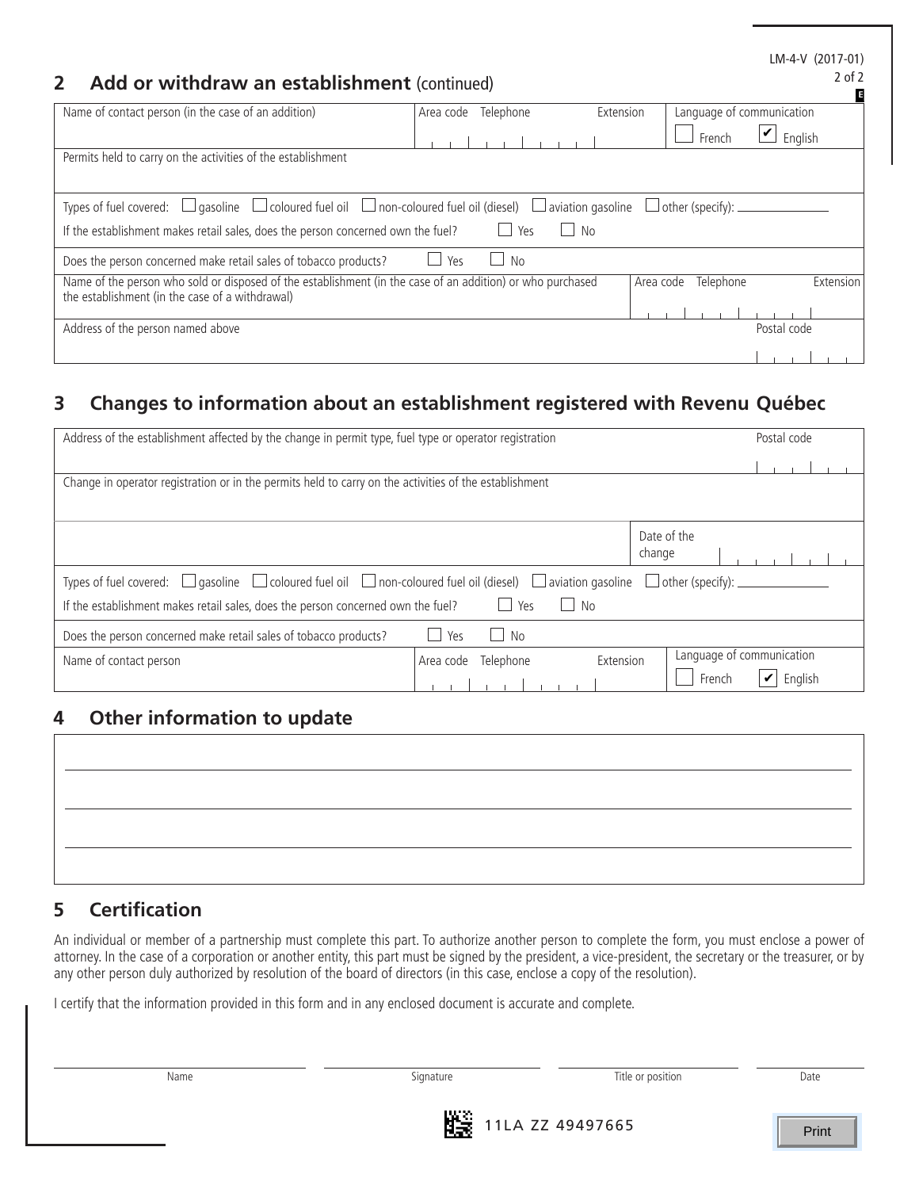LM-4-V (2017-01)

## 2 Add or withdraw an establishment (continued)

| | | |
|---|---|---|
| Name of contact person (in the case of an addition) | Area code Telephone Extension | Language of communication ☐ French ☑ English |
| Permits held to carry on the activities of the establishment | | |
| Types of fuel covered: ☐ gasoline ☐ coloured fuel oil ☐ non-coloured fuel oil (diesel) ☐ aviation gasoline ☐ other (specify): | | |
| If the establishment makes retail sales, does the person concerned own the fuel? ☐ Yes ☐ No | | |
| Does the person concerned make retail sales of tobacco products? ☐ Yes ☐ No | | |
| Name of the person who sold or disposed of the establishment (in the case of an addition) or who purchased the establishment (in the case of a withdrawal) | Area code Telephone Extension | |
| Address of the person named above | Postal code | |

## 3 Changes to information about an establishment registered with Revenu Québec

| | | |
|---|---|---|
| Address of the establishment affected by the change in permit type, fuel type or operator registration | Postal code | |
| Change in operator registration or in the permits held to carry on the activities of the establishment | | |
| | Date of the change | |
| Types of fuel covered: ☐ gasoline ☐ coloured fuel oil ☐ non-coloured fuel oil (diesel) ☐ aviation gasoline ☐ other (specify): | | |
| If the establishment makes retail sales, does the person concerned own the fuel? ☐ Yes ☐ No | | |
| Does the person concerned make retail sales of tobacco products? ☐ Yes ☐ No | | |
| Name of contact person | Area code Telephone Extension | Language of communication ☐ French ☑ English |

## 4 Other information to update

## 5 Certification

An individual or member of a partnership must complete this part. To authorize another person to complete the form, you must enclose a power of attorney. In the case of a corporation or another entity, this part must be signed by the president, a vice-president, the secretary or the treasurer, or by any other person duly authorized by resolution of the board of directors (in this case, enclose a copy of the resolution).

I certify that the information provided in this form and in any enclosed document is accurate and complete.

| Name | Signature | Title or position | Date |
|---|---|---|---|
| | | | |

11LA ZZ 49497665

Print